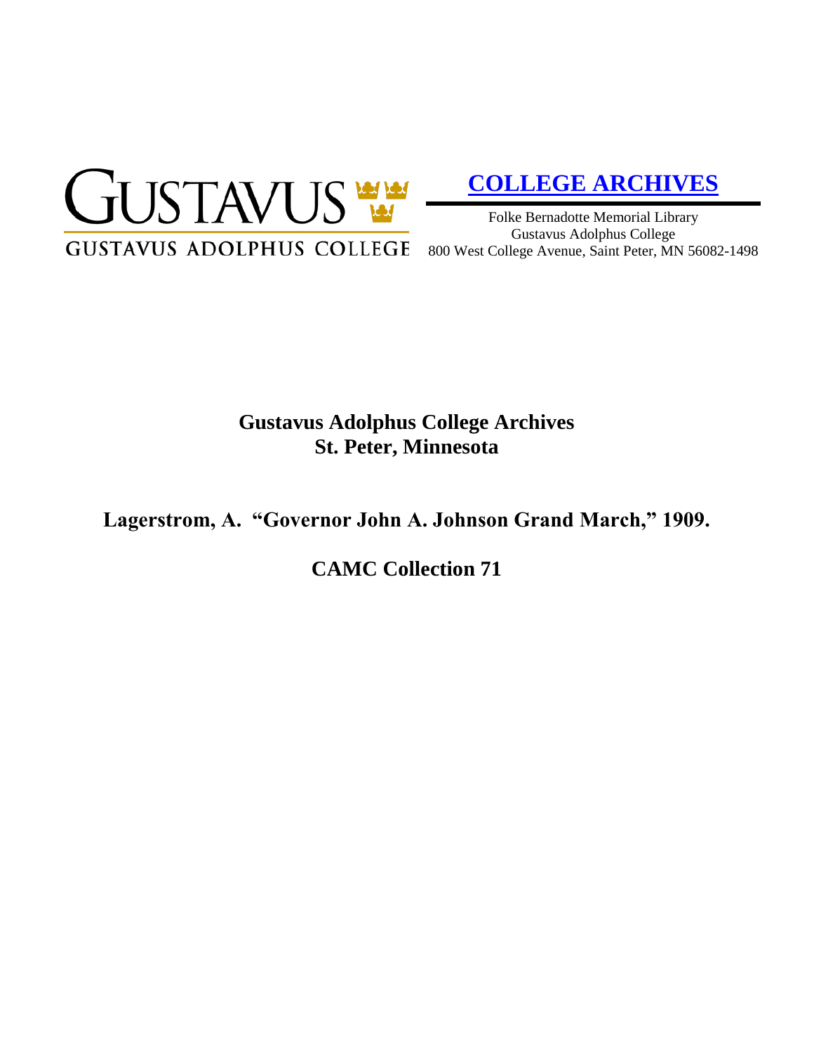GUSTAVUS

GUSTAVUS ADOLPHUS COLLEGE

**COLLEGE ARCHIVES**

Folke Bernadotte Memorial Library
Gustavus Adolphus College
800 West College Avenue, Saint Peter, MN 56082-1498

# Gustavus Adolphus College Archives
# St. Peter, Minnesota

## Lagerstrom, A. "Governor John A. Johnson Grand March," 1909.

## CAMC Collection 71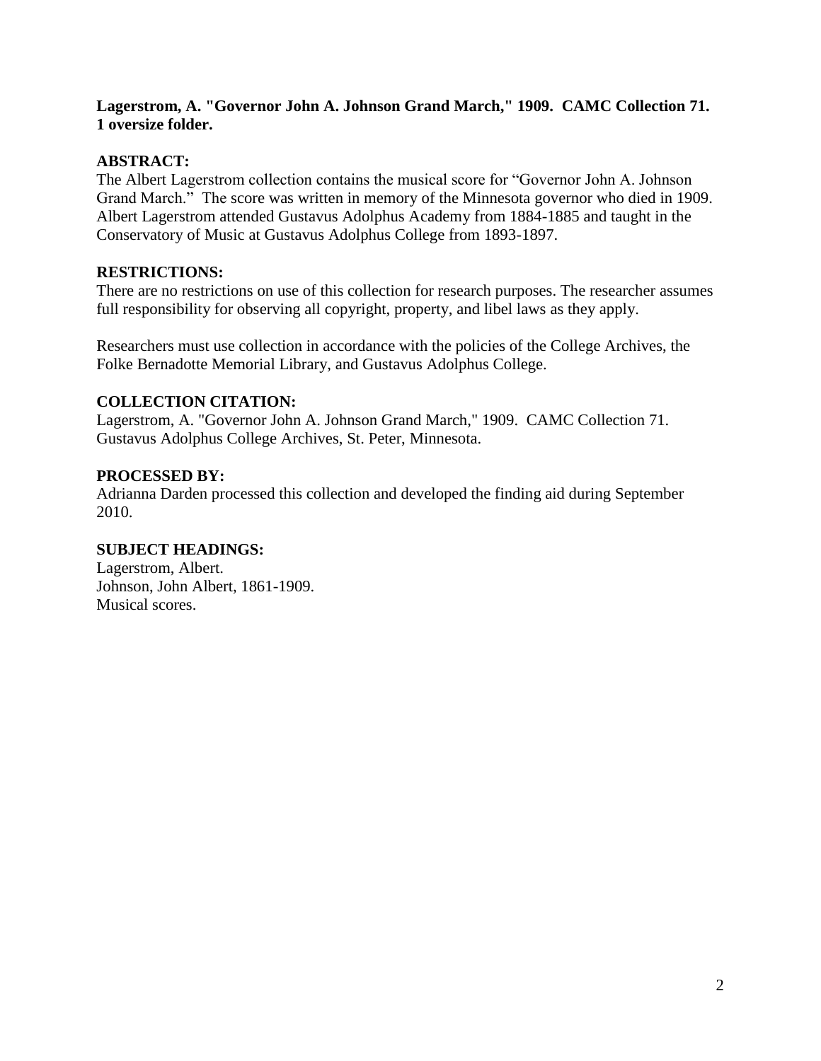**Lagerstrom, A. "Governor John A. Johnson Grand March," 1909. CAMC Collection 71. 1 oversize folder.**

## ABSTRACT:

The Albert Lagerstrom collection contains the musical score for "Governor John A. Johnson Grand March." The score was written in memory of the Minnesota governor who died in 1909. Albert Lagerstrom attended Gustavus Adolphus Academy from 1884-1885 and taught in the Conservatory of Music at Gustavus Adolphus College from 1893-1897.

## RESTRICTIONS:

There are no restrictions on use of this collection for research purposes. The researcher assumes full responsibility for observing all copyright, property, and libel laws as they apply.

Researchers must use collection in accordance with the policies of the College Archives, the Folke Bernadotte Memorial Library, and Gustavus Adolphus College.

## COLLECTION CITATION:

Lagerstrom, A. "Governor John A. Johnson Grand March," 1909. CAMC Collection 71. Gustavus Adolphus College Archives, St. Peter, Minnesota.

## PROCESSED BY:

Adrianna Darden processed this collection and developed the finding aid during September 2010.

## SUBJECT HEADINGS:

Lagerstrom, Albert.
Johnson, John Albert, 1861-1909.
Musical scores.